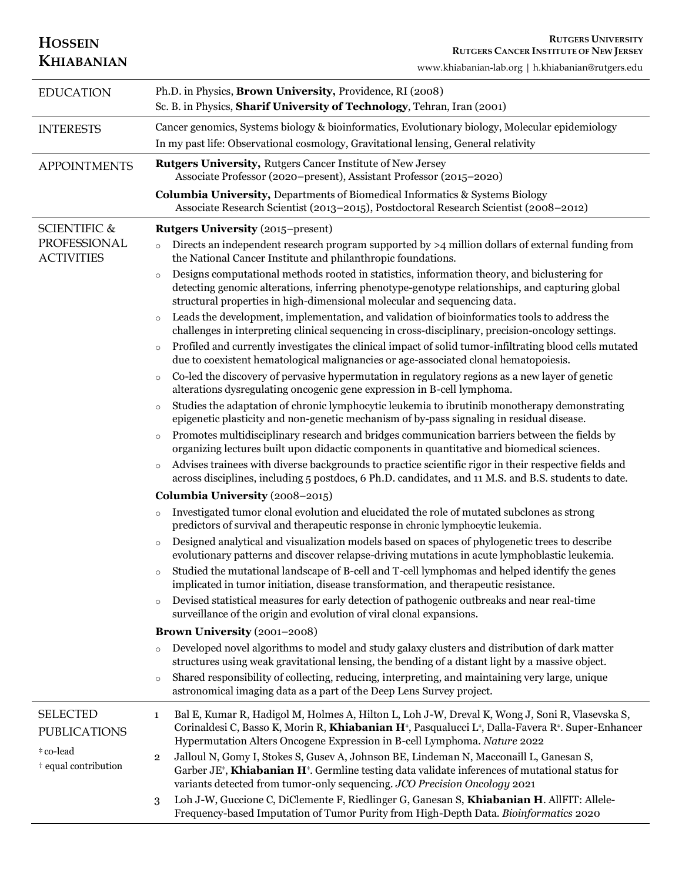# Hossein Khiabanian

**Rutgers University**
**Rutgers Cancer Institute of New Jersey**
www.khiabanian-lab.org | h.khiabanian@rutgers.edu

## EDUCATION

Ph.D. in Physics, **Brown University,** Providence, RI (2008)
Sc. B. in Physics, **Sharif University of Technology**, Tehran, Iran (2001)

## INTERESTS

Cancer genomics, Systems biology & bioinformatics, Evolutionary biology, Molecular epidemiology
In my past life: Observational cosmology, Gravitational lensing, General relativity

## APPOINTMENTS

**Rutgers University,** Rutgers Cancer Institute of New Jersey
Associate Professor (2020–present), Assistant Professor (2015–2020)

**Columbia University,** Departments of Biomedical Informatics & Systems Biology
Associate Research Scientist (2013–2015), Postdoctoral Research Scientist (2008–2012)

## SCIENTIFIC & PROFESSIONAL ACTIVITIES

**Rutgers University** (2015–present)

- Directs an independent research program supported by >4 million dollars of external funding from the National Cancer Institute and philanthropic foundations.
- Designs computational methods rooted in statistics, information theory, and biclustering for detecting genomic alterations, inferring phenotype-genotype relationships, and capturing global structural properties in high-dimensional molecular and sequencing data.
- Leads the development, implementation, and validation of bioinformatics tools to address the challenges in interpreting clinical sequencing in cross-disciplinary, precision-oncology settings.
- Profiled and currently investigates the clinical impact of solid tumor-infiltrating blood cells mutated due to coexistent hematological malignancies or age-associated clonal hematopoiesis.
- Co-led the discovery of pervasive hypermutation in regulatory regions as a new layer of genetic alterations dysregulating oncogenic gene expression in B-cell lymphoma.
- Studies the adaptation of chronic lymphocytic leukemia to ibrutinib monotherapy demonstrating epigenetic plasticity and non-genetic mechanism of by-pass signaling in residual disease.
- Promotes multidisciplinary research and bridges communication barriers between the fields by organizing lectures built upon didactic components in quantitative and biomedical sciences.
- Advises trainees with diverse backgrounds to practice scientific rigor in their respective fields and across disciplines, including 5 postdocs, 6 Ph.D. candidates, and 11 M.S. and B.S. students to date.

**Columbia University** (2008–2015)

- Investigated tumor clonal evolution and elucidated the role of mutated subclones as strong predictors of survival and therapeutic response in chronic lymphocytic leukemia.
- Designed analytical and visualization models based on spaces of phylogenetic trees to describe evolutionary patterns and discover relapse-driving mutations in acute lymphoblastic leukemia.
- Studied the mutational landscape of B-cell and T-cell lymphomas and helped identify the genes implicated in tumor initiation, disease transformation, and therapeutic resistance.
- Devised statistical measures for early detection of pathogenic outbreaks and near real-time surveillance of the origin and evolution of viral clonal expansions.

**Brown University** (2001–2008)

- Developed novel algorithms to model and study galaxy clusters and distribution of dark matter structures using weak gravitational lensing, the bending of a distant light by a massive object.
- Shared responsibility of collecting, reducing, interpreting, and maintaining very large, unique astronomical imaging data as a part of the Deep Lens Survey project.

## SELECTED PUBLICATIONS

‡ co-lead
† equal contribution

1. Bal E, Kumar R, Hadigol M, Holmes A, Hilton L, Loh J-W, Dreval K, Wong J, Soni R, Vlasevska S, Corinaldesi C, Basso K, Morin R, **Khiabanian H**‡, Pasqualucci L‡, Dalla-Favera R‡. Super-Enhancer Hypermutation Alters Oncogene Expression in B-cell Lymphoma. *Nature* 2022
2. Jalloul N, Gomy I, Stokes S, Gusev A, Johnson BE, Lindeman N, Macconaill L, Ganesan S, Garber JE‡, **Khiabanian H**‡. Germline testing data validate inferences of mutational status for variants detected from tumor-only sequencing. *JCO Precision Oncology* 2021
3. Loh J-W, Guccione C, DiClemente F, Riedlinger G, Ganesan S, **Khiabanian H**. AllFIT: Allele-Frequency-based Imputation of Tumor Purity from High-Depth Data. *Bioinformatics* 2020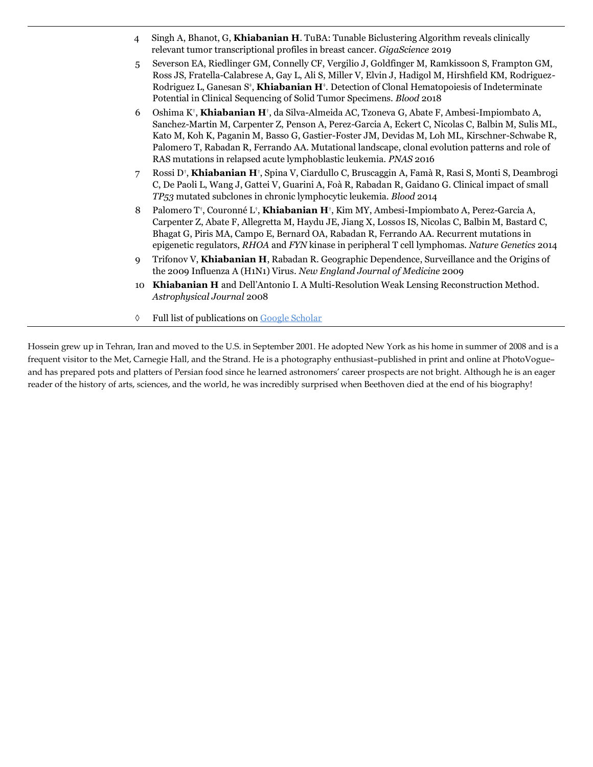4. Singh A, Bhanot, G, **Khiabanian H**. TuBA: Tunable Biclustering Algorithm reveals clinically relevant tumor transcriptional profiles in breast cancer. *GigaScience* 2019
5. Severson EA, Riedlinger GM, Connelly CF, Vergilio J, Goldfinger M, Ramkissoon S, Frampton GM, Ross JS, Fratella-Calabrese A, Gay L, Ali S, Miller V, Elvin J, Hadigol M, Hirshfield KM, Rodriguez-Rodriguez L, Ganesan S[‡], **Khiabanian H**[‡]. Detection of Clonal Hematopoiesis of Indeterminate Potential in Clinical Sequencing of Solid Tumor Specimens. *Blood* 2018
6. Oshima K[†], **Khiabanian H**[†], da Silva-Almeida AC, Tzoneva G, Abate F, Ambesi-Impiombato A, Sanchez-Martin M, Carpenter Z, Penson A, Perez-Garcia A, Eckert C, Nicolas C, Balbin M, Sulis ML, Kato M, Koh K, Paganin M, Basso G, Gastier-Foster JM, Devidas M, Loh ML, Kirschner-Schwabe R, Palomero T, Rabadan R, Ferrando AA. Mutational landscape, clonal evolution patterns and role of RAS mutations in relapsed acute lymphoblastic leukemia. *PNAS* 2016
7. Rossi D[†], **Khiabanian H**[†], Spina V, Ciardullo C, Bruscaggin A, Famà R, Rasi S, Monti S, Deambrogi C, De Paoli L, Wang J, Gattei V, Guarini A, Foà R, Rabadan R, Gaidano G. Clinical impact of small *TP53* mutated subclones in chronic lymphocytic leukemia. *Blood* 2014
8. Palomero T[†], Couronné L[†], **Khiabanian H**[†], Kim MY, Ambesi-Impiombato A, Perez-Garcia A, Carpenter Z, Abate F, Allegretta M, Haydu JE, Jiang X, Lossos IS, Nicolas C, Balbin M, Bastard C, Bhagat G, Piris MA, Campo E, Bernard OA, Rabadan R, Ferrando AA. Recurrent mutations in epigenetic regulators, *RHOA* and *FYN* kinase in peripheral T cell lymphomas. *Nature Genetics* 2014
9. Trifonov V, **Khiabanian H**, Rabadan R. Geographic Dependence, Surveillance and the Origins of the 2009 Influenza A (H1N1) Virus. *New England Journal of Medicine* 2009
10. **Khiabanian H** and Dell'Antonio I. A Multi-Resolution Weak Lensing Reconstruction Method. *Astrophysical Journal* 2008

◊ Full list of publications on Google Scholar

Hossein grew up in Tehran, Iran and moved to the U.S. in September 2001. He adopted New York as his home in summer of 2008 and is a frequent visitor to the Met, Carnegie Hall, and the Strand. He is a photography enthusiast–published in print and online at PhotoVogue–and has prepared pots and platters of Persian food since he learned astronomers' career prospects are not bright. Although he is an eager reader of the history of arts, sciences, and the world, he was incredibly surprised when Beethoven died at the end of his biography!